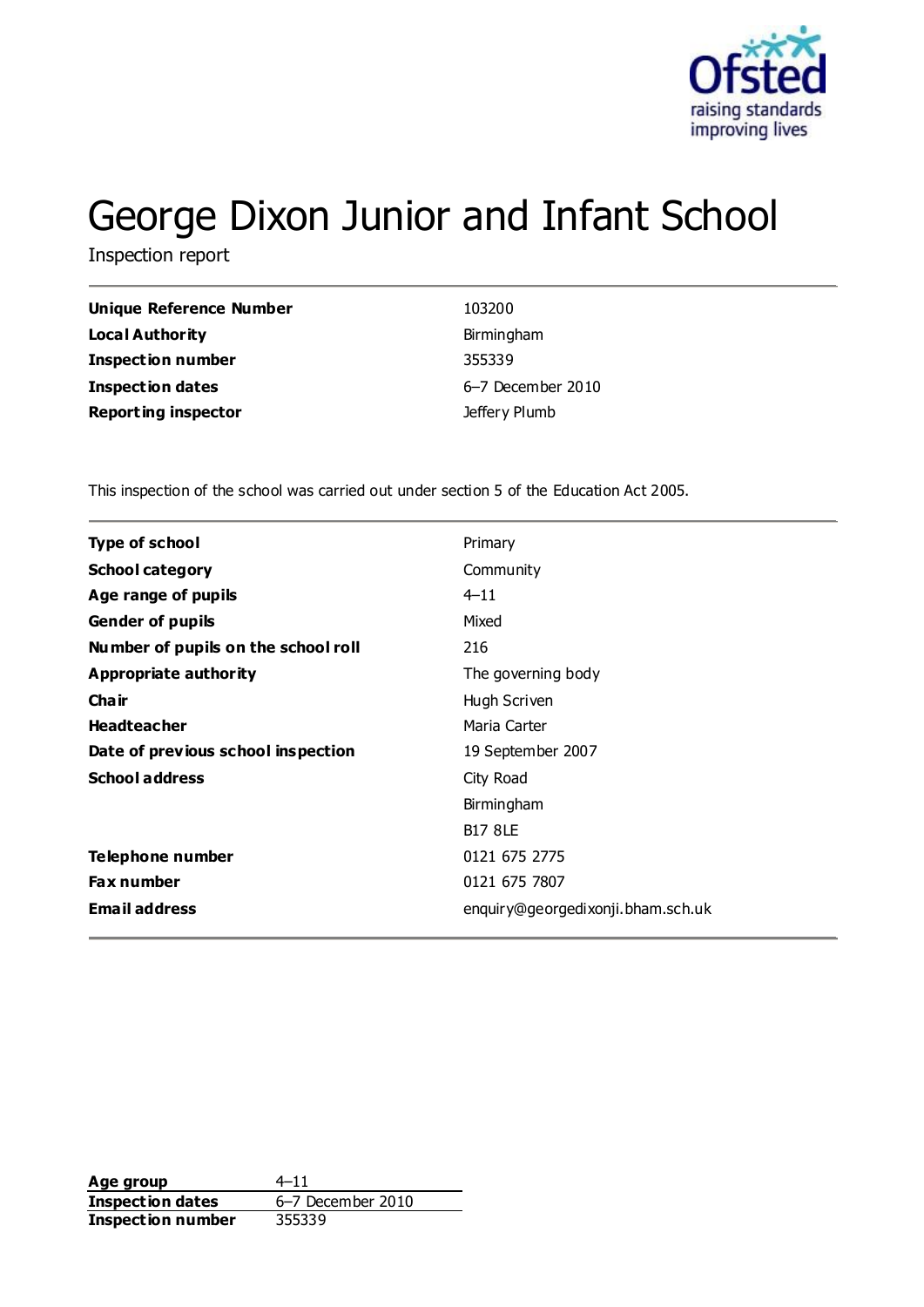# George Dixon Junior and Infant School

Inspection report

| | |
|---|---|
| **Unique Reference Number** | 103200 |
| **Local Authority** | Birmingham |
| **Inspection number** | 355339 |
| **Inspection dates** | 6–7 December 2010 |
| **Reporting inspector** | Jeffery Plumb |

This inspection of the school was carried out under section 5 of the Education Act 2005.

| | |
|---|---|
| **Type of school** | Primary |
| **School category** | Community |
| **Age range of pupils** | 4–11 |
| **Gender of pupils** | Mixed |
| **Number of pupils on the school roll** | 216 |
| **Appropriate authority** | The governing body |
| **Chair** | Hugh Scriven |
| **Headteacher** | Maria Carter |
| **Date of previous school inspection** | 19 September 2007 |
| **School address** | City Road<br>Birmingham<br>B17 8LE |
| **Telephone number** | 0121 675 2775 |
| **Fax number** | 0121 675 7807 |
| **Email address** | enquiry@georgedixonji.bham.sch.uk |

| | |
|---|---|
| **Age group** | 4–11 |
| **Inspection dates** | 6–7 December 2010 |
| **Inspection number** | 355339 |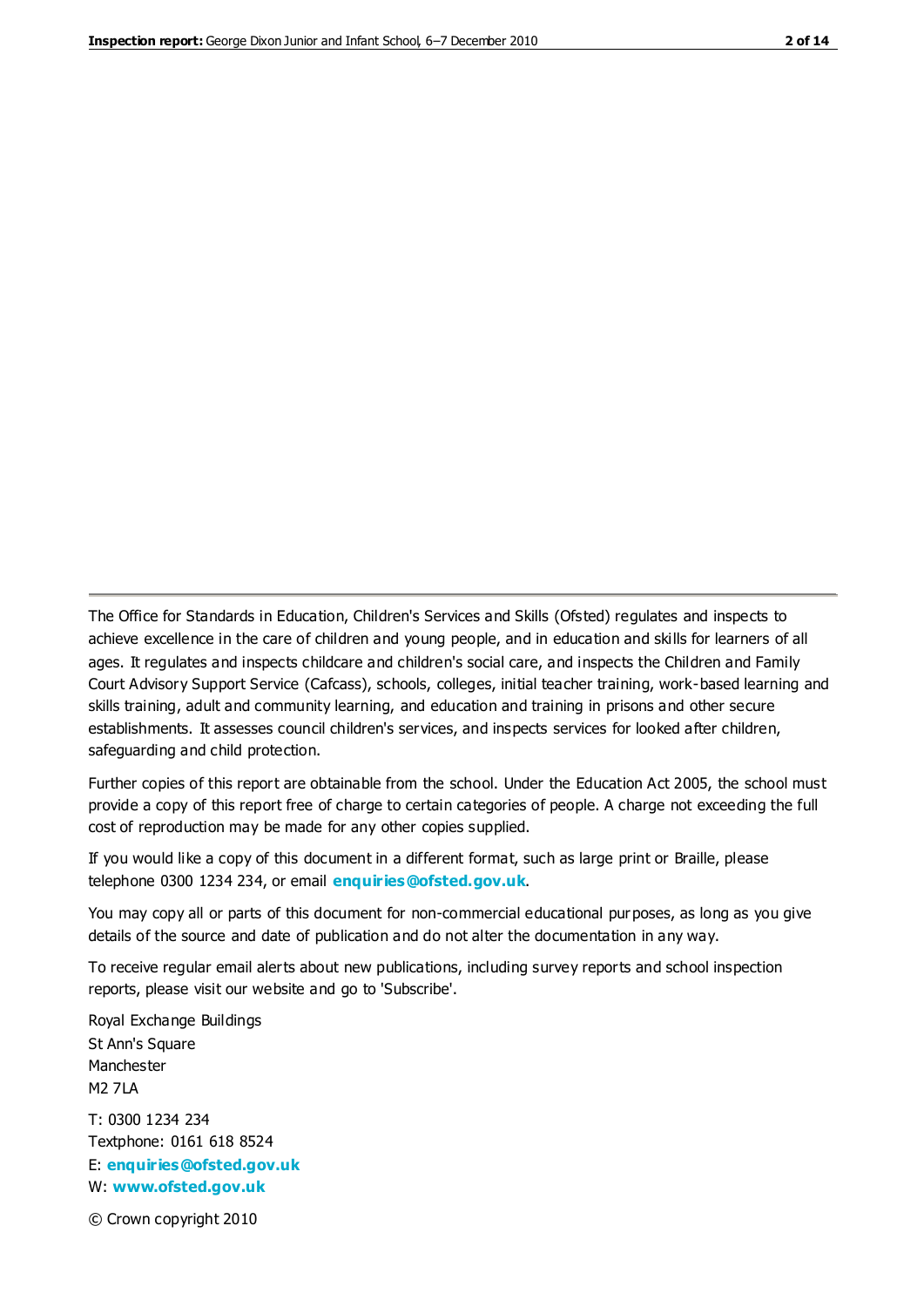The Office for Standards in Education, Children's Services and Skills (Ofsted) regulates and inspects to achieve excellence in the care of children and young people, and in education and skills for learners of all ages. It regulates and inspects childcare and children's social care, and inspects the Children and Family Court Advisory Support Service (Cafcass), schools, colleges, initial teacher training, work-based learning and skills training, adult and community learning, and education and training in prisons and other secure establishments. It assesses council children's services, and inspects services for looked after children, safeguarding and child protection.

Further copies of this report are obtainable from the school. Under the Education Act 2005, the school must provide a copy of this report free of charge to certain categories of people. A charge not exceeding the full cost of reproduction may be made for any other copies supplied.

If you would like a copy of this document in a different format, such as large print or Braille, please telephone 0300 1234 234, or email **enquiries@ofsted.gov.uk**.

You may copy all or parts of this document for non-commercial educational purposes, as long as you give details of the source and date of publication and do not alter the documentation in any way.

To receive regular email alerts about new publications, including survey reports and school inspection reports, please visit our website and go to 'Subscribe'.

Royal Exchange Buildings
St Ann's Square
Manchester
M2 7LA

T: 0300 1234 234
Textphone: 0161 618 8524
E: **enquiries@ofsted.gov.uk**
W: **www.ofsted.gov.uk**

© Crown copyright 2010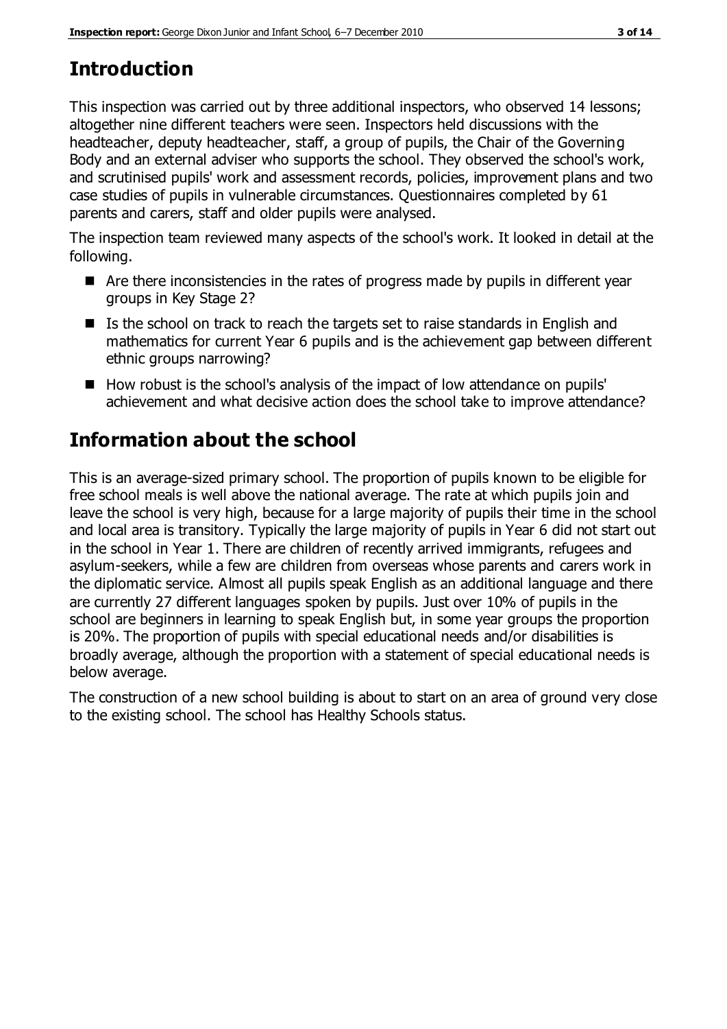# Introduction

This inspection was carried out by three additional inspectors, who observed 14 lessons; altogether nine different teachers were seen. Inspectors held discussions with the headteacher, deputy headteacher, staff, a group of pupils, the Chair of the Governing Body and an external adviser who supports the school. They observed the school's work, and scrutinised pupils' work and assessment records, policies, improvement plans and two case studies of pupils in vulnerable circumstances. Questionnaires completed by 61 parents and carers, staff and older pupils were analysed.

The inspection team reviewed many aspects of the school's work. It looked in detail at the following.

- Are there inconsistencies in the rates of progress made by pupils in different year groups in Key Stage 2?
- Is the school on track to reach the targets set to raise standards in English and mathematics for current Year 6 pupils and is the achievement gap between different ethnic groups narrowing?
- How robust is the school's analysis of the impact of low attendance on pupils' achievement and what decisive action does the school take to improve attendance?

# Information about the school

This is an average-sized primary school. The proportion of pupils known to be eligible for free school meals is well above the national average. The rate at which pupils join and leave the school is very high, because for a large majority of pupils their time in the school and local area is transitory. Typically the large majority of pupils in Year 6 did not start out in the school in Year 1. There are children of recently arrived immigrants, refugees and asylum-seekers, while a few are children from overseas whose parents and carers work in the diplomatic service. Almost all pupils speak English as an additional language and there are currently 27 different languages spoken by pupils. Just over 10% of pupils in the school are beginners in learning to speak English but, in some year groups the proportion is 20%. The proportion of pupils with special educational needs and/or disabilities is broadly average, although the proportion with a statement of special educational needs is below average.

The construction of a new school building is about to start on an area of ground very close to the existing school. The school has Healthy Schools status.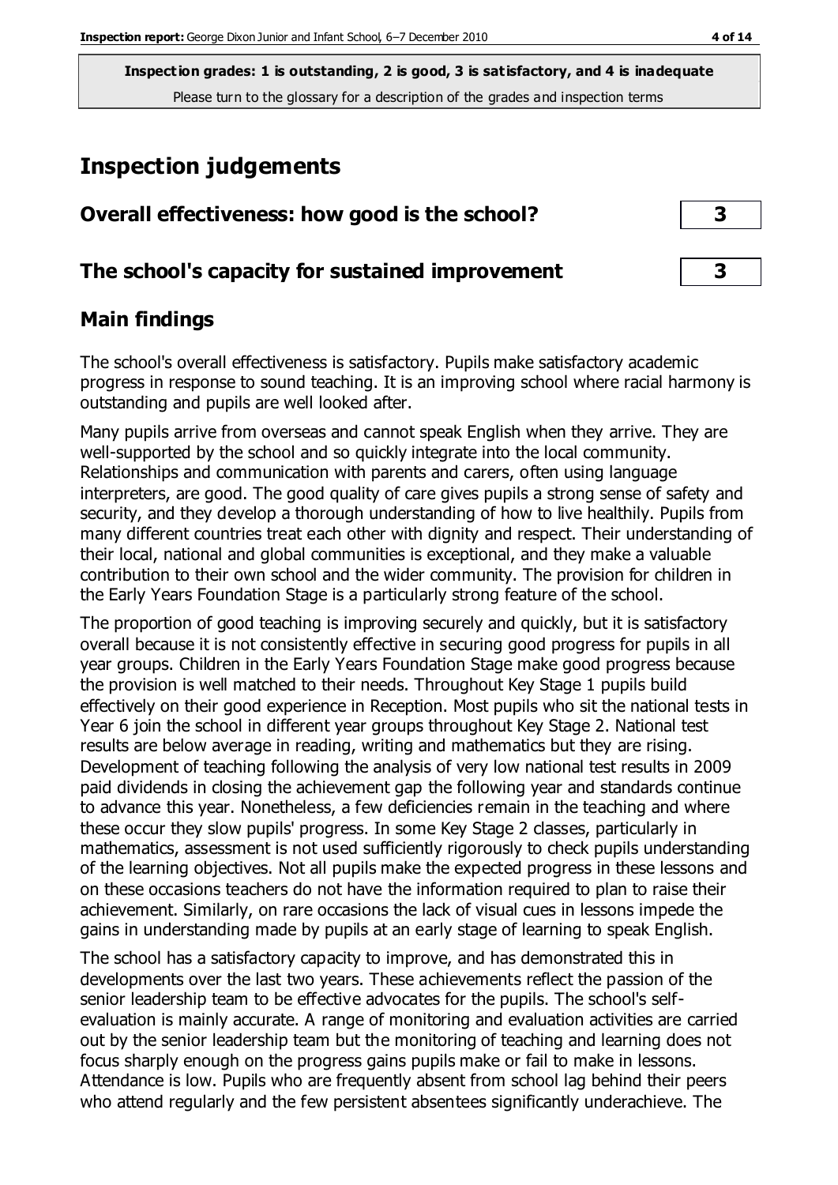**Inspection grades: 1 is outstanding, 2 is good, 3 is satisfactory, and 4 is inadequate**

Please turn to the glossary for a description of the grades and inspection terms

# Inspection judgements

## Overall effectiveness: how good is the school? 3

## The school's capacity for sustained improvement 3

## Main findings

The school's overall effectiveness is satisfactory. Pupils make satisfactory academic progress in response to sound teaching. It is an improving school where racial harmony is outstanding and pupils are well looked after.

Many pupils arrive from overseas and cannot speak English when they arrive. They are well-supported by the school and so quickly integrate into the local community. Relationships and communication with parents and carers, often using language interpreters, are good. The good quality of care gives pupils a strong sense of safety and security, and they develop a thorough understanding of how to live healthily. Pupils from many different countries treat each other with dignity and respect. Their understanding of their local, national and global communities is exceptional, and they make a valuable contribution to their own school and the wider community. The provision for children in the Early Years Foundation Stage is a particularly strong feature of the school.

The proportion of good teaching is improving securely and quickly, but it is satisfactory overall because it is not consistently effective in securing good progress for pupils in all year groups. Children in the Early Years Foundation Stage make good progress because the provision is well matched to their needs. Throughout Key Stage 1 pupils build effectively on their good experience in Reception. Most pupils who sit the national tests in Year 6 join the school in different year groups throughout Key Stage 2. National test results are below average in reading, writing and mathematics but they are rising. Development of teaching following the analysis of very low national test results in 2009 paid dividends in closing the achievement gap the following year and standards continue to advance this year. Nonetheless, a few deficiencies remain in the teaching and where these occur they slow pupils' progress. In some Key Stage 2 classes, particularly in mathematics, assessment is not used sufficiently rigorously to check pupils understanding of the learning objectives. Not all pupils make the expected progress in these lessons and on these occasions teachers do not have the information required to plan to raise their achievement. Similarly, on rare occasions the lack of visual cues in lessons impede the gains in understanding made by pupils at an early stage of learning to speak English.

The school has a satisfactory capacity to improve, and has demonstrated this in developments over the last two years. These achievements reflect the passion of the senior leadership team to be effective advocates for the pupils. The school's self-evaluation is mainly accurate. A range of monitoring and evaluation activities are carried out by the senior leadership team but the monitoring of teaching and learning does not focus sharply enough on the progress gains pupils make or fail to make in lessons. Attendance is low. Pupils who are frequently absent from school lag behind their peers who attend regularly and the few persistent absentees significantly underachieve. The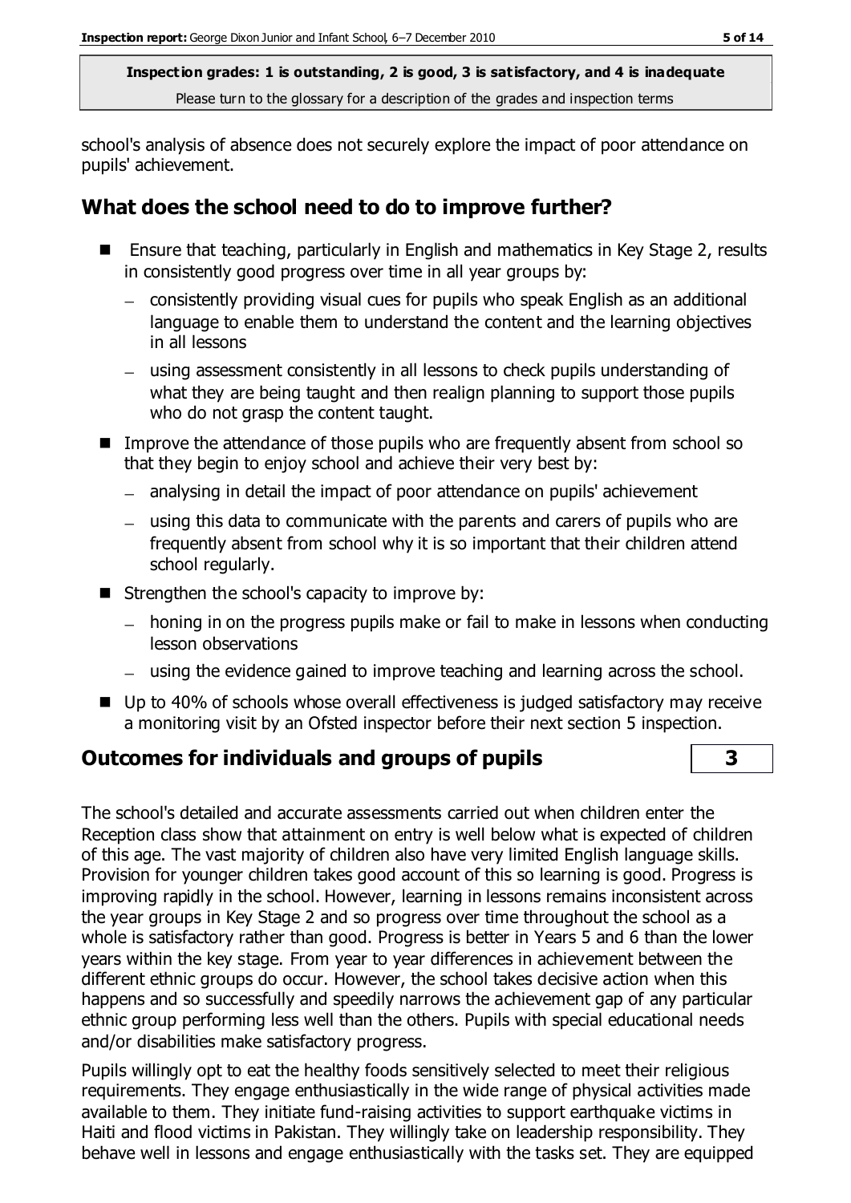school's analysis of absence does not securely explore the impact of poor attendance on pupils' achievement.

## What does the school need to do to improve further?

- Ensure that teaching, particularly in English and mathematics in Key Stage 2, results in consistently good progress over time in all year groups by:
  - consistently providing visual cues for pupils who speak English as an additional language to enable them to understand the content and the learning objectives in all lessons
  - using assessment consistently in all lessons to check pupils understanding of what they are being taught and then realign planning to support those pupils who do not grasp the content taught.
- Improve the attendance of those pupils who are frequently absent from school so that they begin to enjoy school and achieve their very best by:
  - analysing in detail the impact of poor attendance on pupils' achievement
  - using this data to communicate with the parents and carers of pupils who are frequently absent from school why it is so important that their children attend school regularly.
- Strengthen the school's capacity to improve by:
  - honing in on the progress pupils make or fail to make in lessons when conducting lesson observations
  - using the evidence gained to improve teaching and learning across the school.
- Up to 40% of schools whose overall effectiveness is judged satisfactory may receive a monitoring visit by an Ofsted inspector before their next section 5 inspection.

## Outcomes for individuals and groups of pupils — 3

The school's detailed and accurate assessments carried out when children enter the Reception class show that attainment on entry is well below what is expected of children of this age. The vast majority of children also have very limited English language skills. Provision for younger children takes good account of this so learning is good. Progress is improving rapidly in the school. However, learning in lessons remains inconsistent across the year groups in Key Stage 2 and so progress over time throughout the school as a whole is satisfactory rather than good. Progress is better in Years 5 and 6 than the lower years within the key stage. From year to year differences in achievement between the different ethnic groups do occur. However, the school takes decisive action when this happens and so successfully and speedily narrows the achievement gap of any particular ethnic group performing less well than the others. Pupils with special educational needs and/or disabilities make satisfactory progress.

Pupils willingly opt to eat the healthy foods sensitively selected to meet their religious requirements. They engage enthusiastically in the wide range of physical activities made available to them. They initiate fund-raising activities to support earthquake victims in Haiti and flood victims in Pakistan. They willingly take on leadership responsibility. They behave well in lessons and engage enthusiastically with the tasks set. They are equipped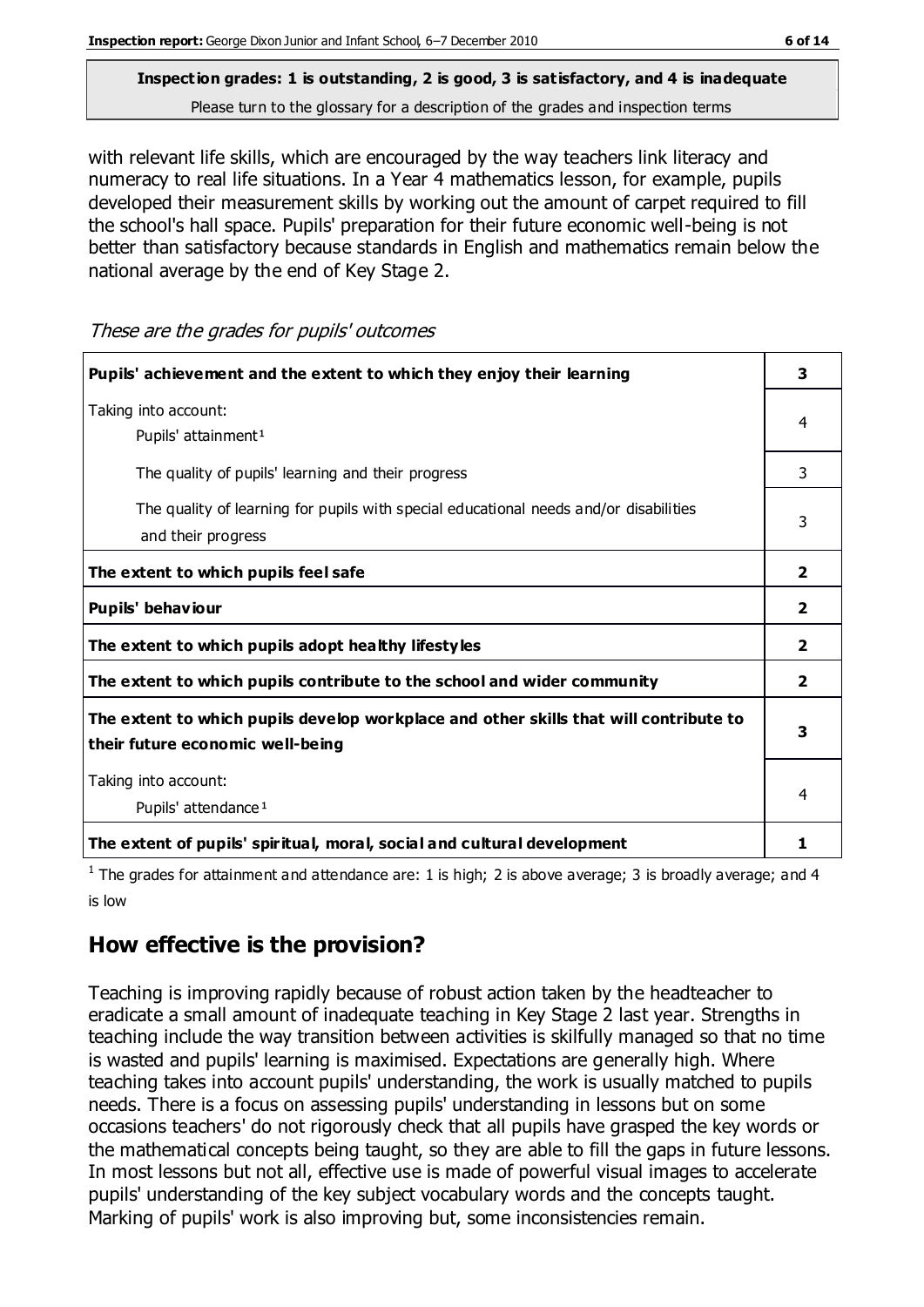**Inspection grades: 1 is outstanding, 2 is good, 3 is satisfactory, and 4 is inadequate**

Please turn to the glossary for a description of the grades and inspection terms

with relevant life skills, which are encouraged by the way teachers link literacy and numeracy to real life situations. In a Year 4 mathematics lesson, for example, pupils developed their measurement skills by working out the amount of carpet required to fill the school's hall space. Pupils' preparation for their future economic well-being is not better than satisfactory because standards in English and mathematics remain below the national average by the end of Key Stage 2.

*These are the grades for pupils' outcomes*

| | |
|---|---|
| **Pupils' achievement and the extent to which they enjoy their learning** | **3** |
| Taking into account: Pupils' attainment[1] | 4 |
| The quality of pupils' learning and their progress | 3 |
| The quality of learning for pupils with special educational needs and/or disabilities and their progress | 3 |
| **The extent to which pupils feel safe** | **2** |
| **Pupils' behaviour** | **2** |
| **The extent to which pupils adopt healthy lifestyles** | **2** |
| **The extent to which pupils contribute to the school and wider community** | **2** |
| **The extent to which pupils develop workplace and other skills that will contribute to their future economic well-being** | **3** |
| Taking into account: Pupils' attendance[1] | 4 |
| **The extent of pupils' spiritual, moral, social and cultural development** | **1** |

[1] The grades for attainment and attendance are: 1 is high; 2 is above average; 3 is broadly average; and 4 is low

## How effective is the provision?

Teaching is improving rapidly because of robust action taken by the headteacher to eradicate a small amount of inadequate teaching in Key Stage 2 last year. Strengths in teaching include the way transition between activities is skilfully managed so that no time is wasted and pupils' learning is maximised. Expectations are generally high. Where teaching takes into account pupils' understanding, the work is usually matched to pupils needs. There is a focus on assessing pupils' understanding in lessons but on some occasions teachers' do not rigorously check that all pupils have grasped the key words or the mathematical concepts being taught, so they are able to fill the gaps in future lessons. In most lessons but not all, effective use is made of powerful visual images to accelerate pupils' understanding of the key subject vocabulary words and the concepts taught. Marking of pupils' work is also improving but, some inconsistencies remain.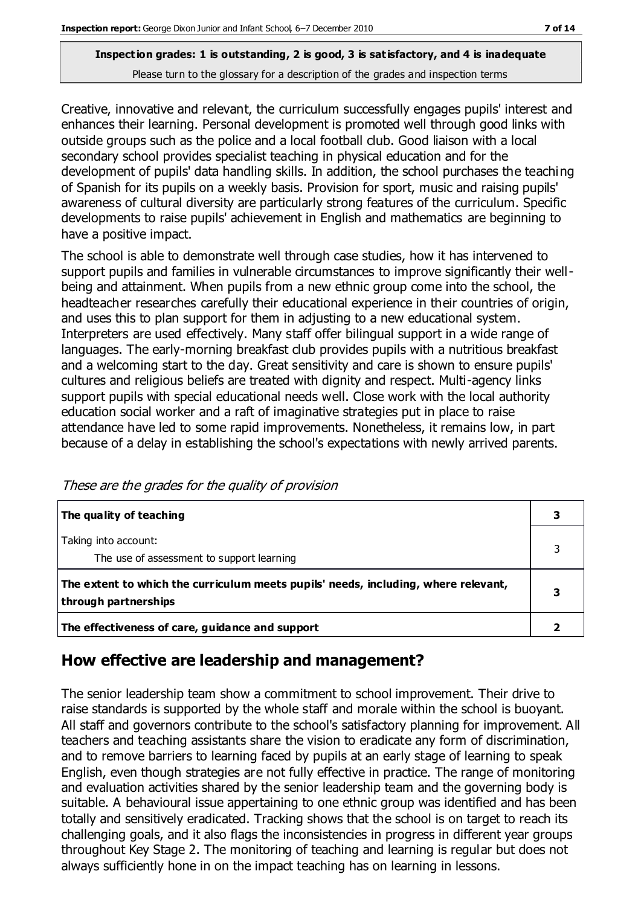**Inspection grades: 1 is outstanding, 2 is good, 3 is satisfactory, and 4 is inadequate**
Please turn to the glossary for a description of the grades and inspection terms

Creative, innovative and relevant, the curriculum successfully engages pupils' interest and enhances their learning. Personal development is promoted well through good links with outside groups such as the police and a local football club. Good liaison with a local secondary school provides specialist teaching in physical education and for the development of pupils' data handling skills. In addition, the school purchases the teaching of Spanish for its pupils on a weekly basis. Provision for sport, music and raising pupils' awareness of cultural diversity are particularly strong features of the curriculum. Specific developments to raise pupils' achievement in English and mathematics are beginning to have a positive impact.

The school is able to demonstrate well through case studies, how it has intervened to support pupils and families in vulnerable circumstances to improve significantly their well-being and attainment. When pupils from a new ethnic group come into the school, the headteacher researches carefully their educational experience in their countries of origin, and uses this to plan support for them in adjusting to a new educational system. Interpreters are used effectively. Many staff offer bilingual support in a wide range of languages. The early-morning breakfast club provides pupils with a nutritious breakfast and a welcoming start to the day. Great sensitivity and care is shown to ensure pupils' cultures and religious beliefs are treated with dignity and respect. Multi-agency links support pupils with special educational needs well. Close work with the local authority education social worker and a raft of imaginative strategies put in place to raise attendance have led to some rapid improvements. Nonetheless, it remains low, in part because of a delay in establishing the school's expectations with newly arrived parents.

*These are the grades for the quality of provision*

| | |
|---|---|
| **The quality of teaching** | **3** |
| Taking into account:<br>The use of assessment to support learning | 3 |
| **The extent to which the curriculum meets pupils' needs, including, where relevant, through partnerships** | **3** |
| **The effectiveness of care, guidance and support** | **2** |

## How effective are leadership and management?

The senior leadership team show a commitment to school improvement. Their drive to raise standards is supported by the whole staff and morale within the school is buoyant. All staff and governors contribute to the school's satisfactory planning for improvement. All teachers and teaching assistants share the vision to eradicate any form of discrimination, and to remove barriers to learning faced by pupils at an early stage of learning to speak English, even though strategies are not fully effective in practice. The range of monitoring and evaluation activities shared by the senior leadership team and the governing body is suitable. A behavioural issue appertaining to one ethnic group was identified and has been totally and sensitively eradicated. Tracking shows that the school is on target to reach its challenging goals, and it also flags the inconsistencies in progress in different year groups throughout Key Stage 2. The monitoring of teaching and learning is regular but does not always sufficiently hone in on the impact teaching has on learning in lessons.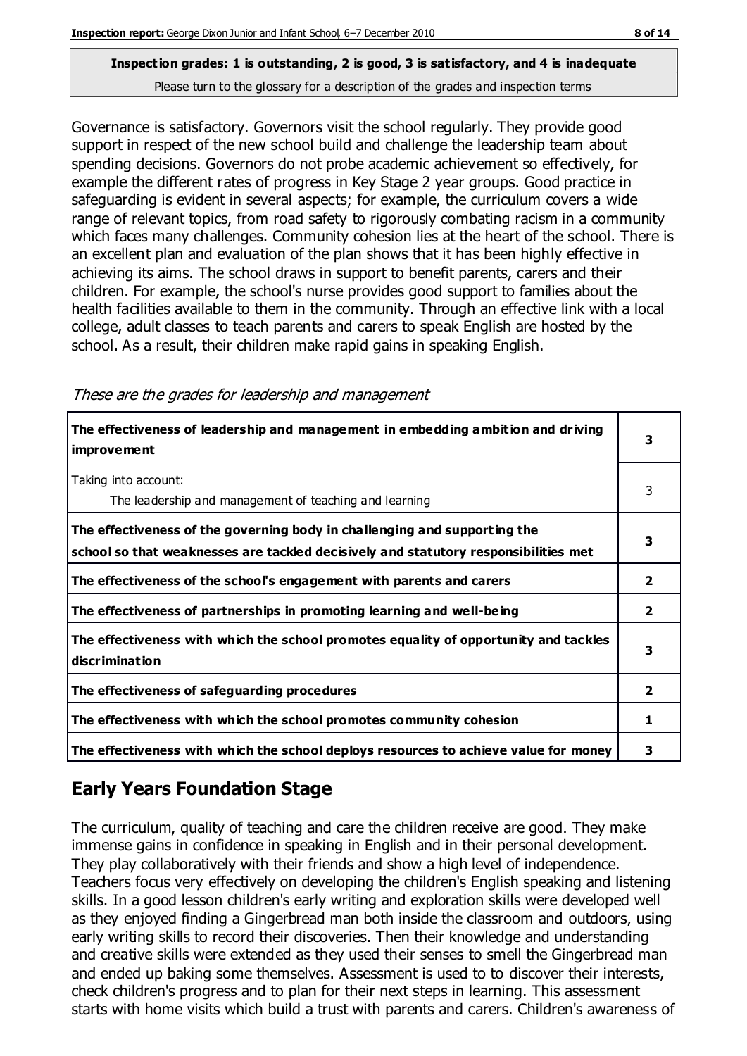**Inspection grades: 1 is outstanding, 2 is good, 3 is satisfactory, and 4 is inadequate**
Please turn to the glossary for a description of the grades and inspection terms

Governance is satisfactory. Governors visit the school regularly. They provide good support in respect of the new school build and challenge the leadership team about spending decisions. Governors do not probe academic achievement so effectively, for example the different rates of progress in Key Stage 2 year groups. Good practice in safeguarding is evident in several aspects; for example, the curriculum covers a wide range of relevant topics, from road safety to rigorously combating racism in a community which faces many challenges. Community cohesion lies at the heart of the school. There is an excellent plan and evaluation of the plan shows that it has been highly effective in achieving its aims. The school draws in support to benefit parents, carers and their children. For example, the school's nurse provides good support to families about the health facilities available to them in the community. Through an effective link with a local college, adult classes to teach parents and carers to speak English are hosted by the school. As a result, their children make rapid gains in speaking English.

*These are the grades for leadership and management*

| | |
|---|---|
| **The effectiveness of leadership and management in embedding ambition and driving improvement** | **3** |
| Taking into account:<br>The leadership and management of teaching and learning | 3 |
| **The effectiveness of the governing body in challenging and supporting the school so that weaknesses are tackled decisively and statutory responsibilities met** | **3** |
| **The effectiveness of the school's engagement with parents and carers** | **2** |
| **The effectiveness of partnerships in promoting learning and well-being** | **2** |
| **The effectiveness with which the school promotes equality of opportunity and tackles discrimination** | **3** |
| **The effectiveness of safeguarding procedures** | **2** |
| **The effectiveness with which the school promotes community cohesion** | **1** |
| **The effectiveness with which the school deploys resources to achieve value for money** | **3** |

## Early Years Foundation Stage

The curriculum, quality of teaching and care the children receive are good. They make immense gains in confidence in speaking in English and in their personal development. They play collaboratively with their friends and show a high level of independence. Teachers focus very effectively on developing the children's English speaking and listening skills. In a good lesson children's early writing and exploration skills were developed well as they enjoyed finding a Gingerbread man both inside the classroom and outdoors, using early writing skills to record their discoveries. Then their knowledge and understanding and creative skills were extended as they used their senses to smell the Gingerbread man and ended up baking some themselves. Assessment is used to to discover their interests, check children's progress and to plan for their next steps in learning. This assessment starts with home visits which build a trust with parents and carers. Children's awareness of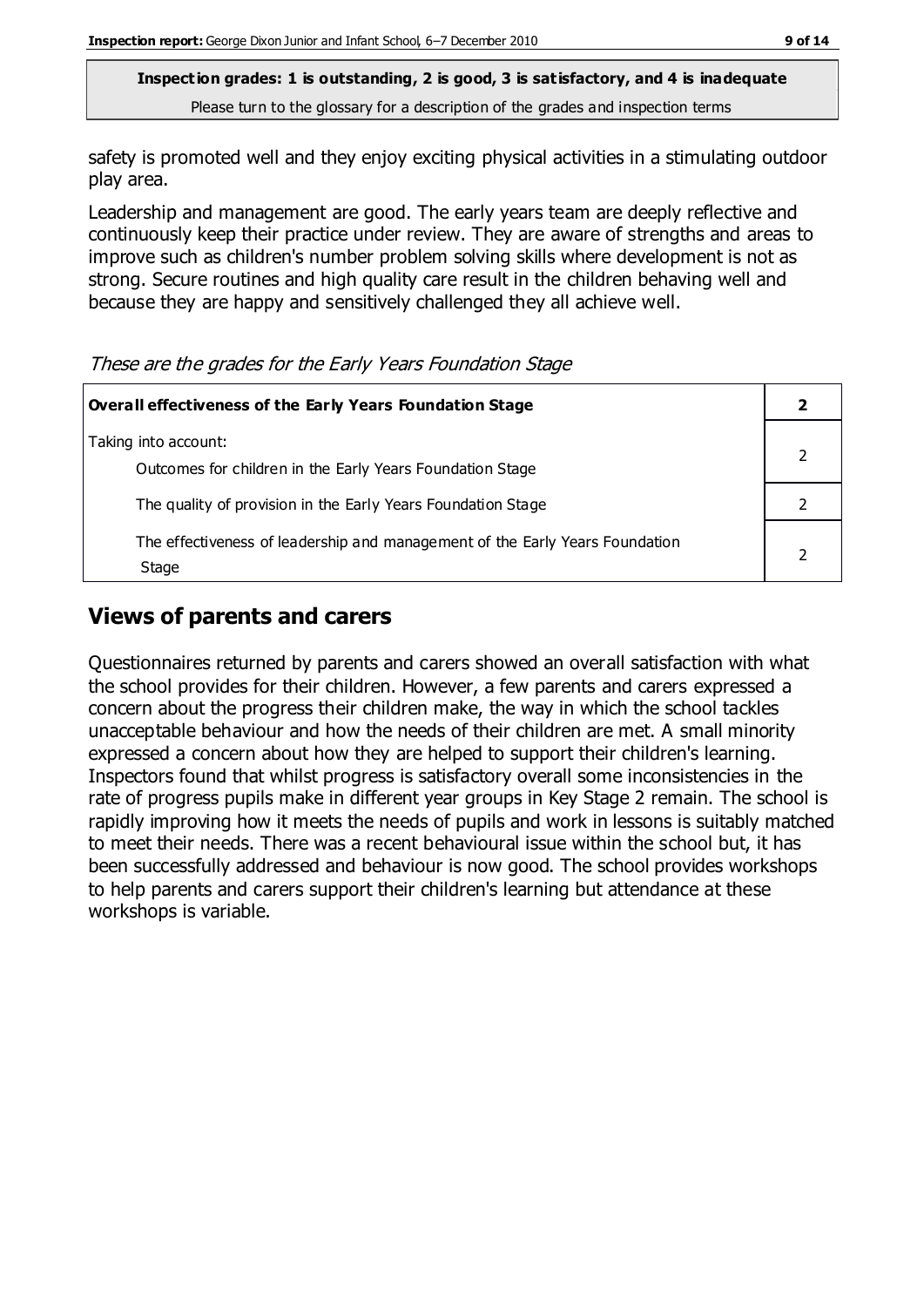**Inspection grades: 1 is outstanding, 2 is good, 3 is satisfactory, and 4 is inadequate**
Please turn to the glossary for a description of the grades and inspection terms

safety is promoted well and they enjoy exciting physical activities in a stimulating outdoor play area.

Leadership and management are good. The early years team are deeply reflective and continuously keep their practice under review. They are aware of strengths and areas to improve such as children's number problem solving skills where development is not as strong. Secure routines and high quality care result in the children behaving well and because they are happy and sensitively challenged they all achieve well.

*These are the grades for the Early Years Foundation Stage*

| | |
|---|---|
| **Overall effectiveness of the Early Years Foundation Stage** | **2** |
| Taking into account:<br>Outcomes for children in the Early Years Foundation Stage | 2 |
| The quality of provision in the Early Years Foundation Stage | 2 |
| The effectiveness of leadership and management of the Early Years Foundation Stage | 2 |

## Views of parents and carers

Questionnaires returned by parents and carers showed an overall satisfaction with what the school provides for their children. However, a few parents and carers expressed a concern about the progress their children make, the way in which the school tackles unacceptable behaviour and how the needs of their children are met. A small minority expressed a concern about how they are helped to support their children's learning. Inspectors found that whilst progress is satisfactory overall some inconsistencies in the rate of progress pupils make in different year groups in Key Stage 2 remain. The school is rapidly improving how it meets the needs of pupils and work in lessons is suitably matched to meet their needs. There was a recent behavioural issue within the school but, it has been successfully addressed and behaviour is now good. The school provides workshops to help parents and carers support their children's learning but attendance at these workshops is variable.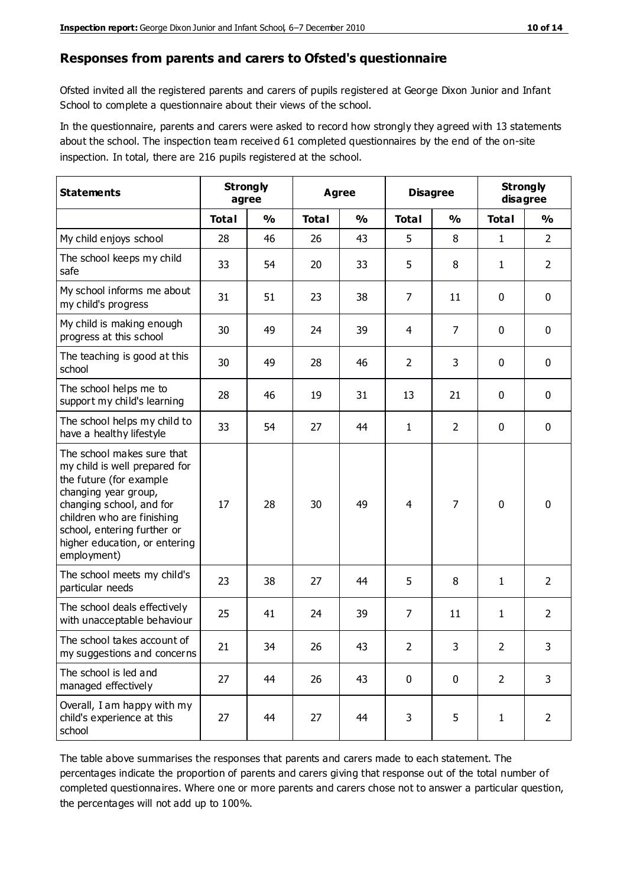## Responses from parents and carers to Ofsted's questionnaire

Ofsted invited all the registered parents and carers of pupils registered at George Dixon Junior and Infant School to complete a questionnaire about their views of the school.

In the questionnaire, parents and carers were asked to record how strongly they agreed with 13 statements about the school. The inspection team received 61 completed questionnaires by the end of the on-site inspection. In total, there are 216 pupils registered at the school.

| Statements | Strongly agree | | Agree | | Disagree | | Strongly disagree | |
|---|---|---|---|---|---|---|---|---|
| | Total | % | Total | % | Total | % | Total | % |
| My child enjoys school | 28 | 46 | 26 | 43 | 5 | 8 | 1 | 2 |
| The school keeps my child safe | 33 | 54 | 20 | 33 | 5 | 8 | 1 | 2 |
| My school informs me about my child's progress | 31 | 51 | 23 | 38 | 7 | 11 | 0 | 0 |
| My child is making enough progress at this school | 30 | 49 | 24 | 39 | 4 | 7 | 0 | 0 |
| The teaching is good at this school | 30 | 49 | 28 | 46 | 2 | 3 | 0 | 0 |
| The school helps me to support my child's learning | 28 | 46 | 19 | 31 | 13 | 21 | 0 | 0 |
| The school helps my child to have a healthy lifestyle | 33 | 54 | 27 | 44 | 1 | 2 | 0 | 0 |
| The school makes sure that my child is well prepared for the future (for example changing year group, changing school, and for children who are finishing school, entering further or higher education, or entering employment) | 17 | 28 | 30 | 49 | 4 | 7 | 0 | 0 |
| The school meets my child's particular needs | 23 | 38 | 27 | 44 | 5 | 8 | 1 | 2 |
| The school deals effectively with unacceptable behaviour | 25 | 41 | 24 | 39 | 7 | 11 | 1 | 2 |
| The school takes account of my suggestions and concerns | 21 | 34 | 26 | 43 | 2 | 3 | 2 | 3 |
| The school is led and managed effectively | 27 | 44 | 26 | 43 | 0 | 0 | 2 | 3 |
| Overall, I am happy with my child's experience at this school | 27 | 44 | 27 | 44 | 3 | 5 | 1 | 2 |

The table above summarises the responses that parents and carers made to each statement. The percentages indicate the proportion of parents and carers giving that response out of the total number of completed questionnaires. Where one or more parents and carers chose not to answer a particular question, the percentages will not add up to 100%.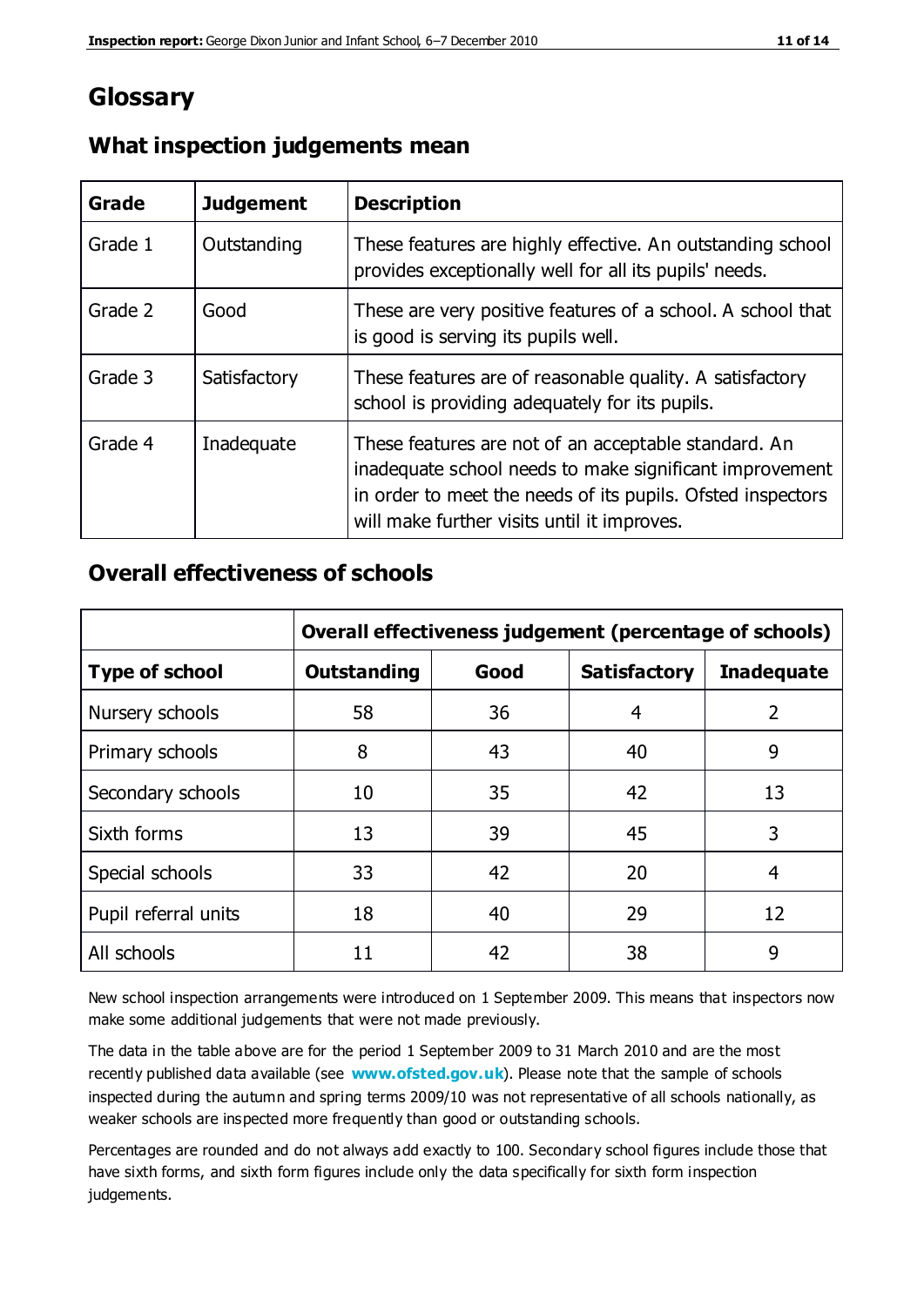# Glossary

## What inspection judgements mean

| Grade | Judgement | Description |
|---|---|---|
| Grade 1 | Outstanding | These features are highly effective. An outstanding school provides exceptionally well for all its pupils' needs. |
| Grade 2 | Good | These are very positive features of a school. A school that is good is serving its pupils well. |
| Grade 3 | Satisfactory | These features are of reasonable quality. A satisfactory school is providing adequately for its pupils. |
| Grade 4 | Inadequate | These features are not of an acceptable standard. An inadequate school needs to make significant improvement in order to meet the needs of its pupils. Ofsted inspectors will make further visits until it improves. |

## Overall effectiveness of schools

| | Overall effectiveness judgement (percentage of schools) | | | |
|---|---|---|---|---|
| **Type of school** | **Outstanding** | **Good** | **Satisfactory** | **Inadequate** |
| Nursery schools | 58 | 36 | 4 | 2 |
| Primary schools | 8 | 43 | 40 | 9 |
| Secondary schools | 10 | 35 | 42 | 13 |
| Sixth forms | 13 | 39 | 45 | 3 |
| Special schools | 33 | 42 | 20 | 4 |
| Pupil referral units | 18 | 40 | 29 | 12 |
| All schools | 11 | 42 | 38 | 9 |

New school inspection arrangements were introduced on 1 September 2009. This means that inspectors now make some additional judgements that were not made previously.

The data in the table above are for the period 1 September 2009 to 31 March 2010 and are the most recently published data available (see **www.ofsted.gov.uk**). Please note that the sample of schools inspected during the autumn and spring terms 2009/10 was not representative of all schools nationally, as weaker schools are inspected more frequently than good or outstanding schools.

Percentages are rounded and do not always add exactly to 100. Secondary school figures include those that have sixth forms, and sixth form figures include only the data specifically for sixth form inspection judgements.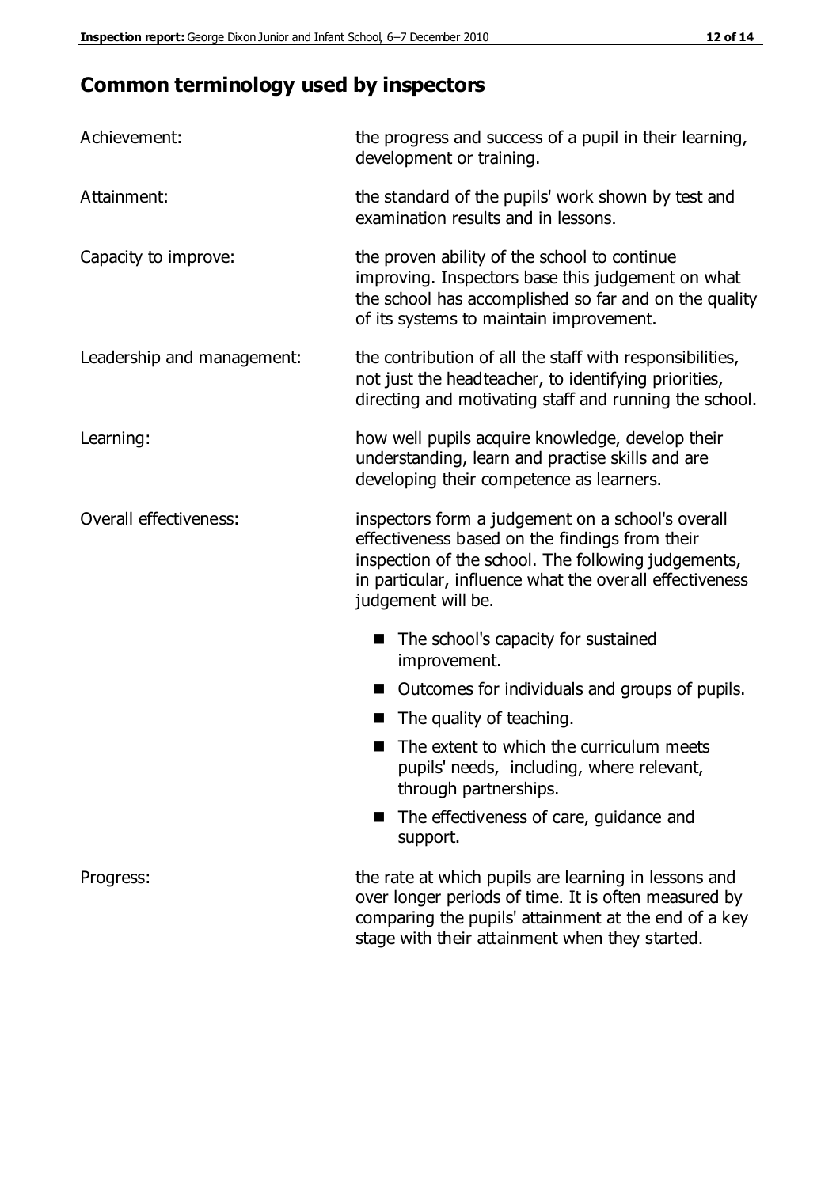## Common terminology used by inspectors

**Achievement:** the progress and success of a pupil in their learning, development or training.

**Attainment:** the standard of the pupils' work shown by test and examination results and in lessons.

**Capacity to improve:** the proven ability of the school to continue improving. Inspectors base this judgement on what the school has accomplished so far and on the quality of its systems to maintain improvement.

**Leadership and management:** the contribution of all the staff with responsibilities, not just the headteacher, to identifying priorities, directing and motivating staff and running the school.

**Learning:** how well pupils acquire knowledge, develop their understanding, learn and practise skills and are developing their competence as learners.

**Overall effectiveness:** inspectors form a judgement on a school's overall effectiveness based on the findings from their inspection of the school. The following judgements, in particular, influence what the overall effectiveness judgement will be.

- The school's capacity for sustained improvement.
- Outcomes for individuals and groups of pupils.
- The quality of teaching.
- The extent to which the curriculum meets pupils' needs, including, where relevant, through partnerships.
- The effectiveness of care, guidance and support.

**Progress:** the rate at which pupils are learning in lessons and over longer periods of time. It is often measured by comparing the pupils' attainment at the end of a key stage with their attainment when they started.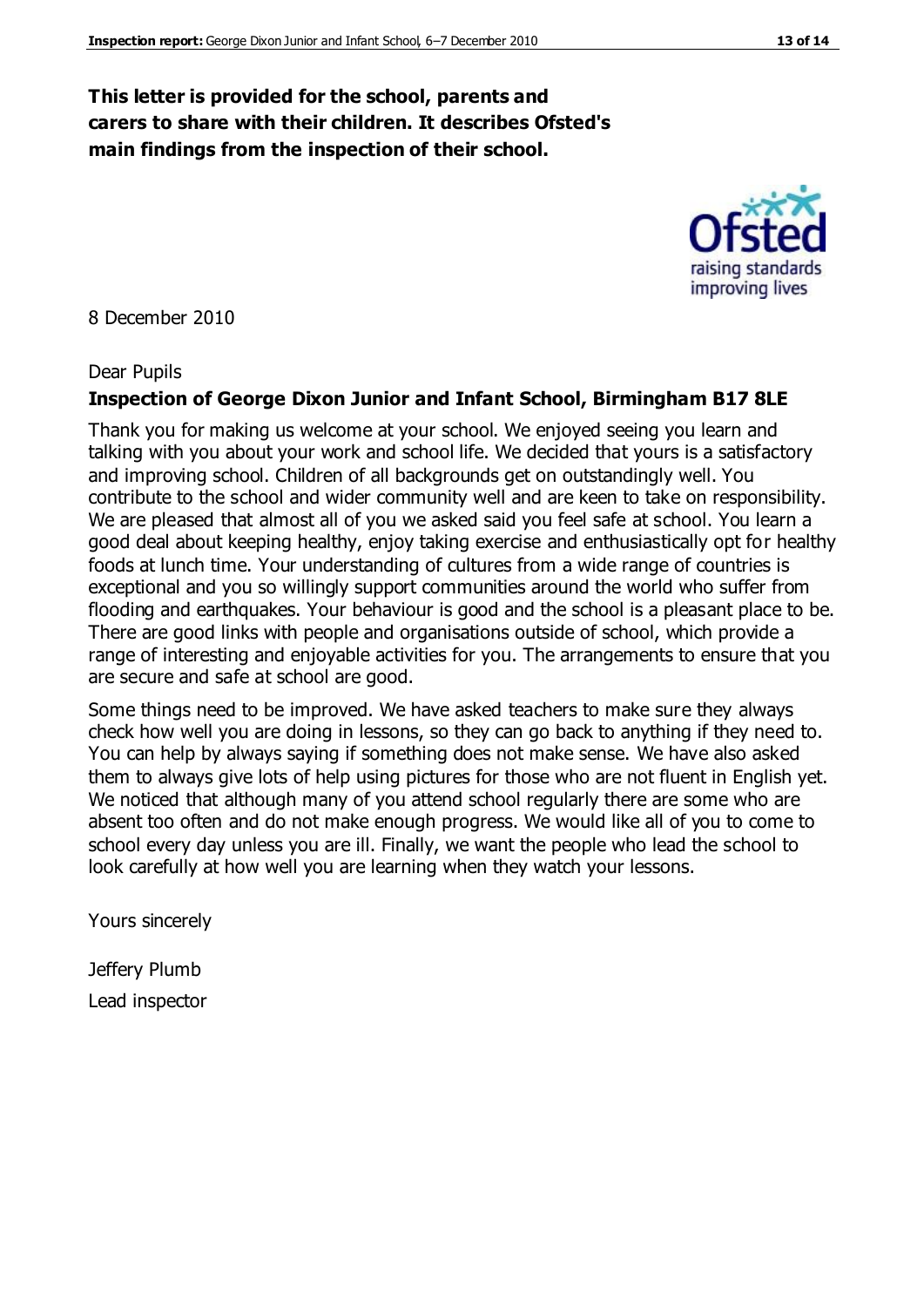**This letter is provided for the school, parents and carers to share with their children. It describes Ofsted's main findings from the inspection of their school.**

8 December 2010

Dear Pupils

**Inspection of George Dixon Junior and Infant School, Birmingham B17 8LE**

Thank you for making us welcome at your school. We enjoyed seeing you learn and talking with you about your work and school life. We decided that yours is a satisfactory and improving school. Children of all backgrounds get on outstandingly well. You contribute to the school and wider community well and are keen to take on responsibility. We are pleased that almost all of you we asked said you feel safe at school. You learn a good deal about keeping healthy, enjoy taking exercise and enthusiastically opt for healthy foods at lunch time. Your understanding of cultures from a wide range of countries is exceptional and you so willingly support communities around the world who suffer from flooding and earthquakes. Your behaviour is good and the school is a pleasant place to be. There are good links with people and organisations outside of school, which provide a range of interesting and enjoyable activities for you. The arrangements to ensure that you are secure and safe at school are good.

Some things need to be improved. We have asked teachers to make sure they always check how well you are doing in lessons, so they can go back to anything if they need to. You can help by always saying if something does not make sense. We have also asked them to always give lots of help using pictures for those who are not fluent in English yet. We noticed that although many of you attend school regularly there are some who are absent too often and do not make enough progress. We would like all of you to come to school every day unless you are ill. Finally, we want the people who lead the school to look carefully at how well you are learning when they watch your lessons.

Yours sincerely

Jeffery Plumb

Lead inspector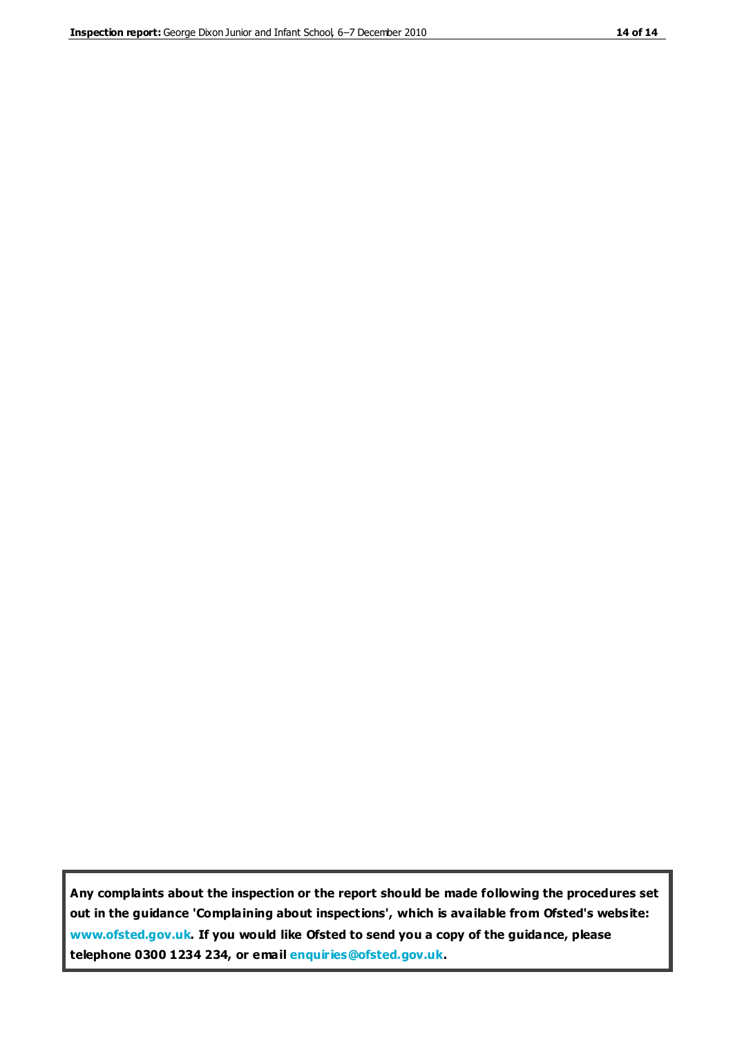**Any complaints about the inspection or the report should be made following the procedures set out in the guidance 'Complaining about inspections', which is available from Ofsted's website: www.ofsted.gov.uk. If you would like Ofsted to send you a copy of the guidance, please telephone 0300 1234 234, or email enquiries@ofsted.gov.uk.**